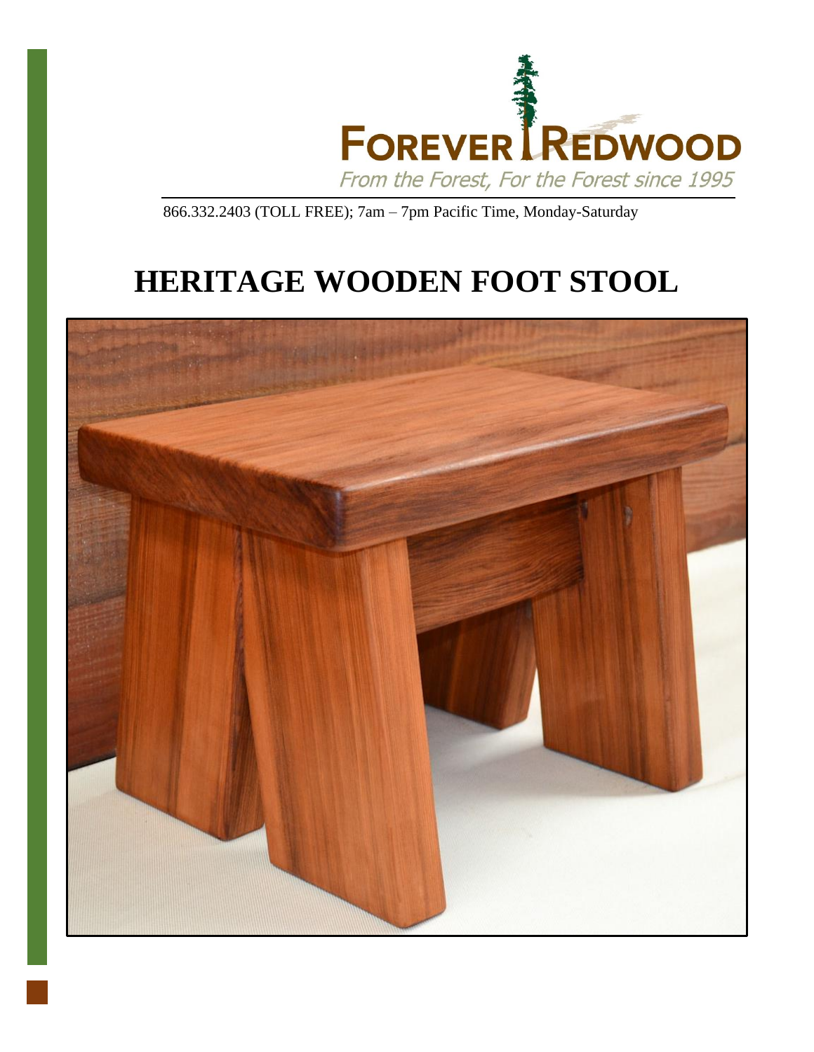FOREVER REDWOOD

*From the Forest, For the Forest since 1995*

866.332.2403 (TOLL FREE); 7am – 7pm Pacific Time, Monday-Saturday

# HERITAGE WOODEN FOOT STOOL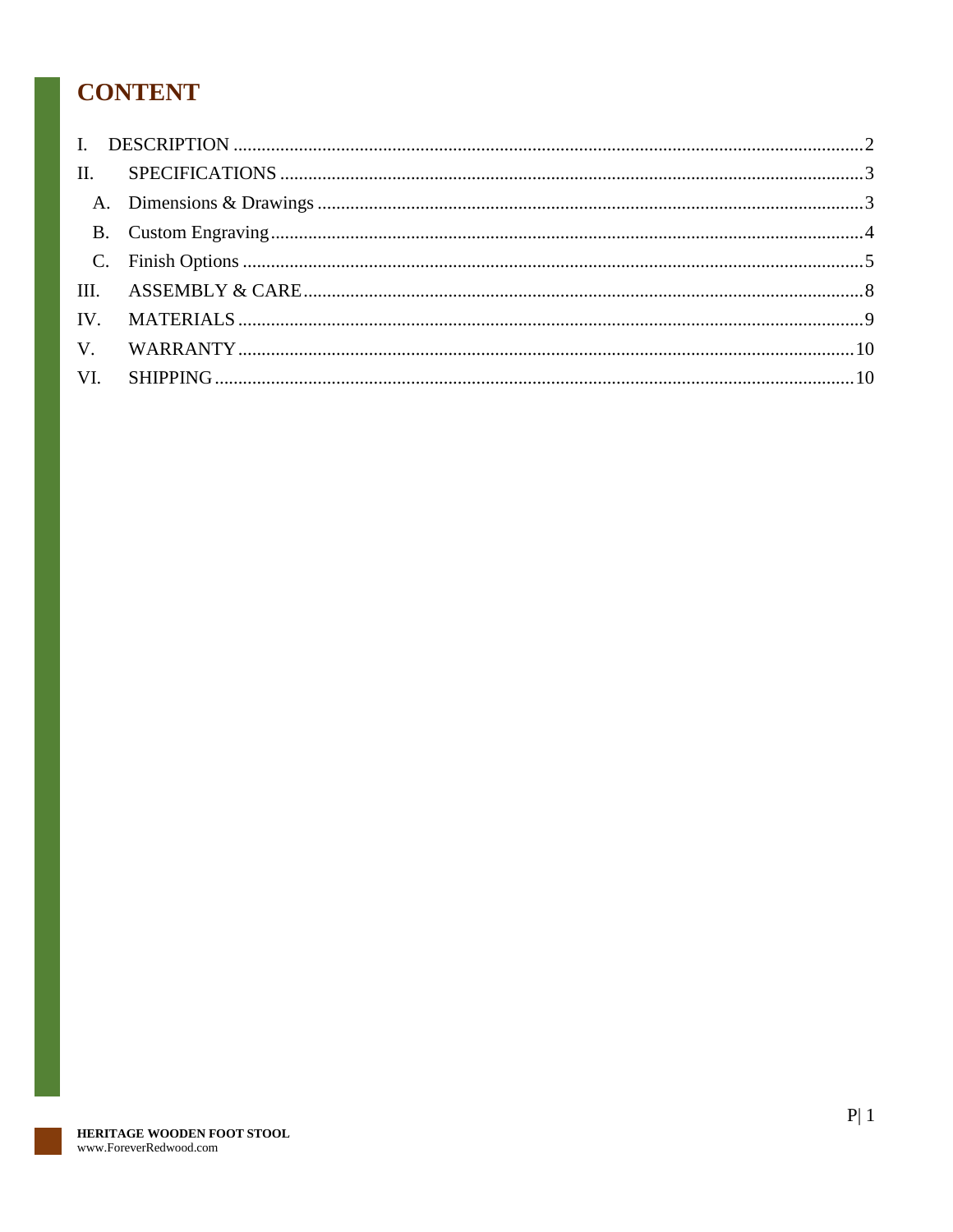# CONTENT

I. DESCRIPTION ........................................................ 2

II. SPECIFICATIONS ........................................................ 3

- A. Dimensions & Drawings ........................................................ 3
- B. Custom Engraving ........................................................ 4
- C. Finish Options ........................................................ 5

III. ASSEMBLY & CARE ........................................................ 8

IV. MATERIALS ........................................................ 9

V. WARRANTY ........................................................ 10

VI. SHIPPING ........................................................ 10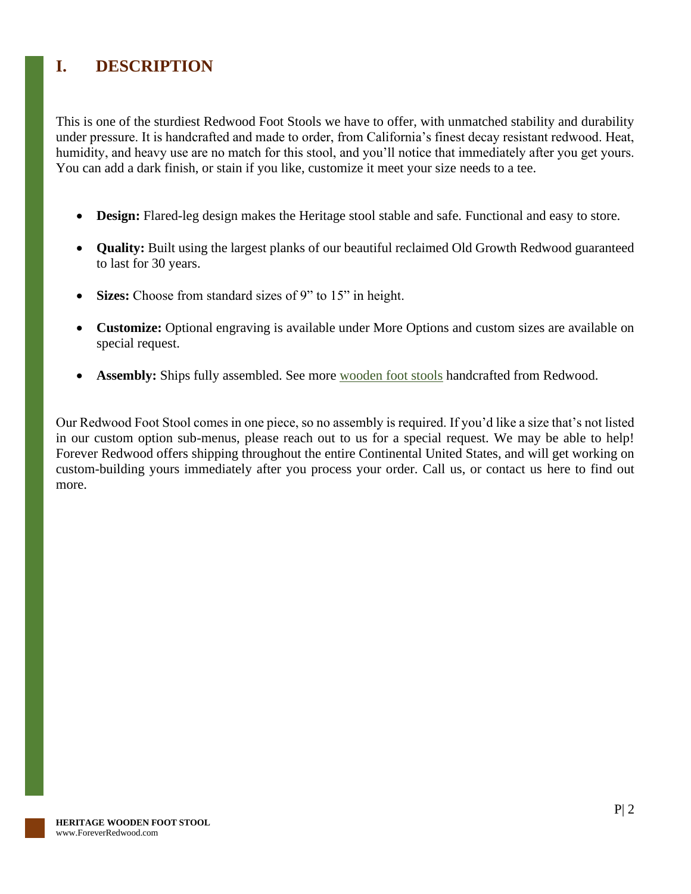# I. DESCRIPTION

This is one of the sturdiest Redwood Foot Stools we have to offer, with unmatched stability and durability under pressure. It is handcrafted and made to order, from California's finest decay resistant redwood. Heat, humidity, and heavy use are no match for this stool, and you'll notice that immediately after you get yours. You can add a dark finish, or stain if you like, customize it meet your size needs to a tee.

- **Design:** Flared-leg design makes the Heritage stool stable and safe. Functional and easy to store.
- **Quality:** Built using the largest planks of our beautiful reclaimed Old Growth Redwood guaranteed to last for 30 years.
- **Sizes:** Choose from standard sizes of 9" to 15" in height.
- **Customize:** Optional engraving is available under More Options and custom sizes are available on special request.
- **Assembly:** Ships fully assembled. See more wooden foot stools handcrafted from Redwood.

Our Redwood Foot Stool comes in one piece, so no assembly is required. If you'd like a size that's not listed in our custom option sub-menus, please reach out to us for a special request. We may be able to help! Forever Redwood offers shipping throughout the entire Continental United States, and will get working on custom-building yours immediately after you process your order. Call us, or contact us here to find out more.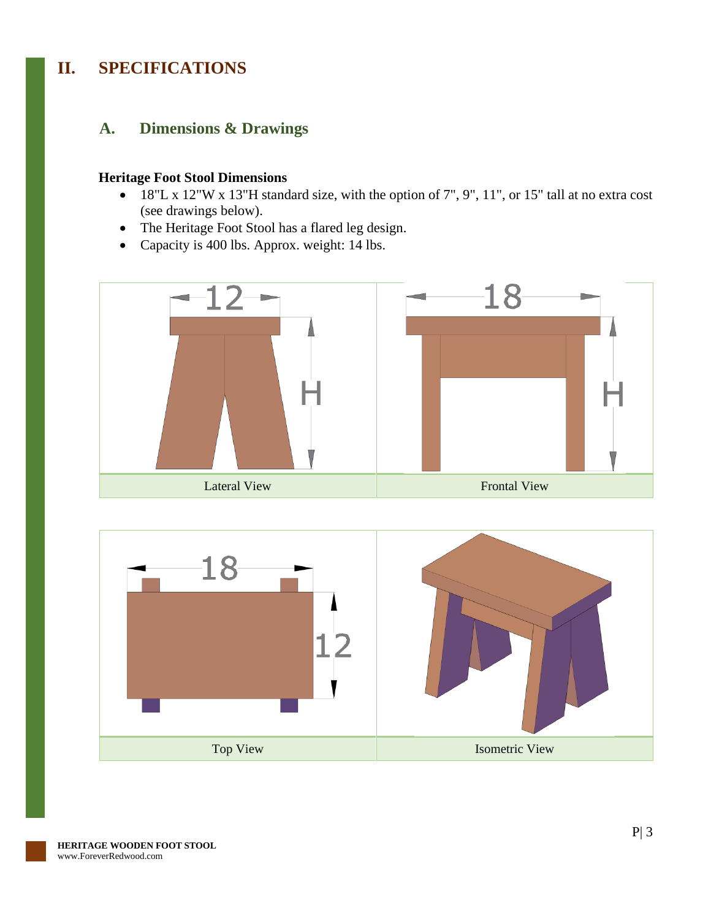# II. SPECIFICATIONS

## A. Dimensions & Drawings

**Heritage Foot Stool Dimensions**

- 18"L x 12"W x 13"H standard size, with the option of 7", 9", 11", or 15" tall at no extra cost (see drawings below).
- The Heritage Foot Stool has a flared leg design.
- Capacity is 400 lbs. Approx. weight: 14 lbs.

| Lateral View | Frontal View |
| --- | --- |
| Top View | Isometric View |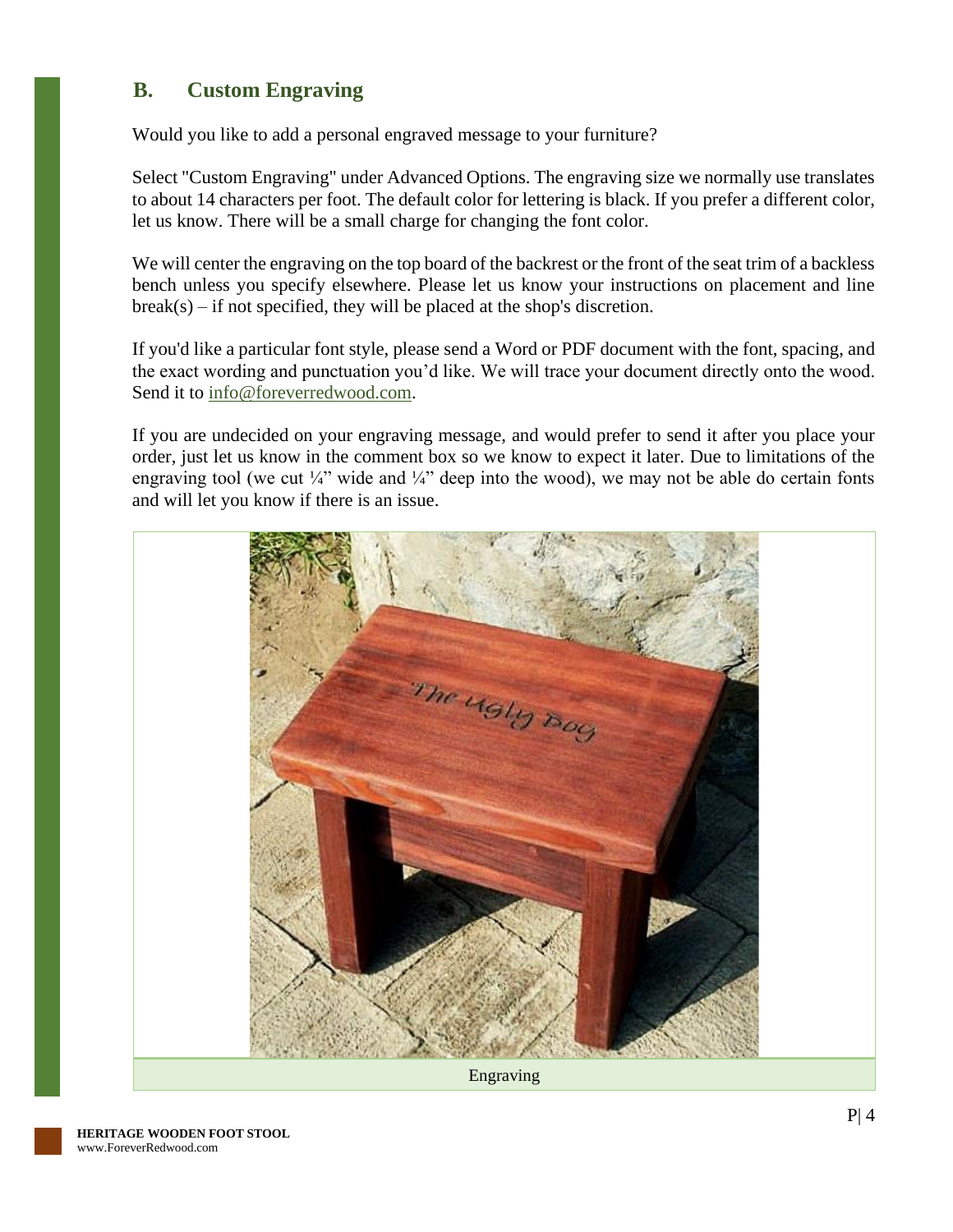## B. Custom Engraving

Would you like to add a personal engraved message to your furniture?

Select "Custom Engraving" under Advanced Options. The engraving size we normally use translates to about 14 characters per foot. The default color for lettering is black. If you prefer a different color, let us know. There will be a small charge for changing the font color.

We will center the engraving on the top board of the backrest or the front of the seat trim of a backless bench unless you specify elsewhere. Please let us know your instructions on placement and line break(s) – if not specified, they will be placed at the shop's discretion.

If you'd like a particular font style, please send a Word or PDF document with the font, spacing, and the exact wording and punctuation you'd like. We will trace your document directly onto the wood. Send it to info@foreverredwood.com.

If you are undecided on your engraving message, and would prefer to send it after you place your order, just let us know in the comment box so we know to expect it later. Due to limitations of the engraving tool (we cut ¼" wide and ¼" deep into the wood), we may not be able do certain fonts and will let you know if there is an issue.

Engraving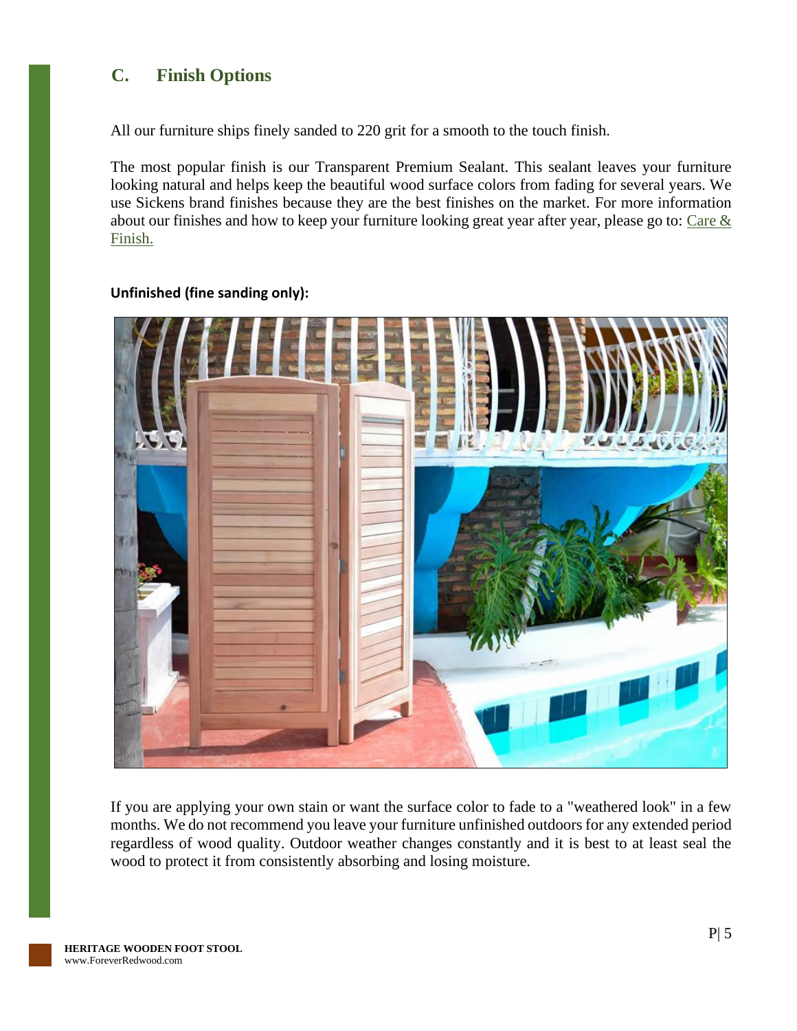## C. Finish Options

All our furniture ships finely sanded to 220 grit for a smooth to the touch finish.

The most popular finish is our Transparent Premium Sealant. This sealant leaves your furniture looking natural and helps keep the beautiful wood surface colors from fading for several years. We use Sickens brand finishes because they are the best finishes on the market. For more information about our finishes and how to keep your furniture looking great year after year, please go to: Care & Finish.

**Unfinished (fine sanding only):**

If you are applying your own stain or want the surface color to fade to a "weathered look" in a few months. We do not recommend you leave your furniture unfinished outdoors for any extended period regardless of wood quality. Outdoor weather changes constantly and it is best to at least seal the wood to protect it from consistently absorbing and losing moisture.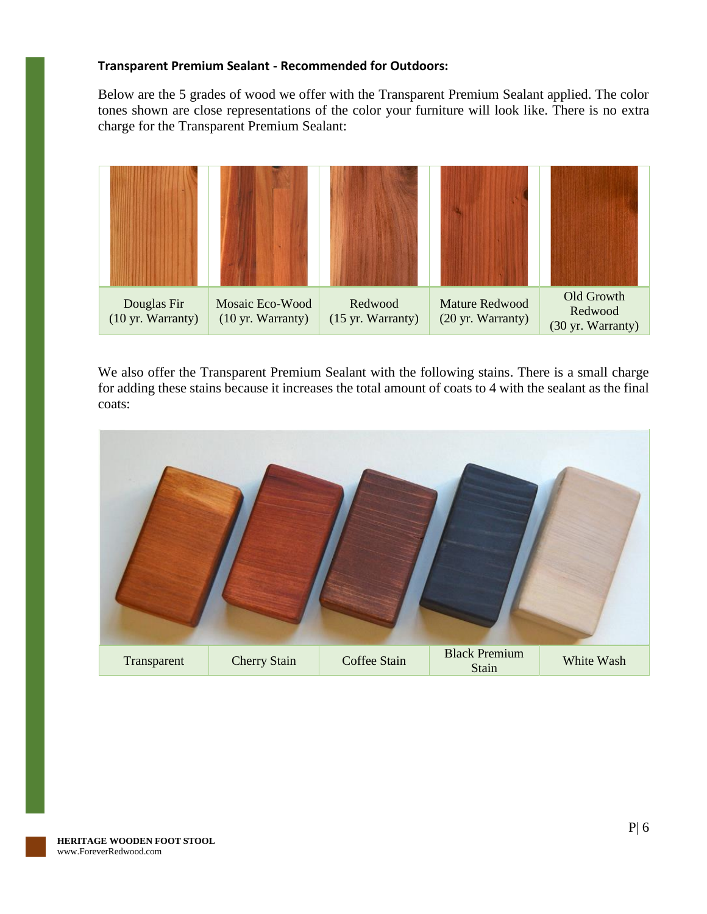**Transparent Premium Sealant - Recommended for Outdoors:**

Below are the 5 grades of wood we offer with the Transparent Premium Sealant applied. The color tones shown are close representations of the color your furniture will look like. There is no extra charge for the Transparent Premium Sealant:

| Douglas Fir (10 yr. Warranty) | Mosaic Eco-Wood (10 yr. Warranty) | Redwood (15 yr. Warranty) | Mature Redwood (20 yr. Warranty) | Old Growth Redwood (30 yr. Warranty) |
|---|---|---|---|---|

We also offer the Transparent Premium Sealant with the following stains. There is a small charge for adding these stains because it increases the total amount of coats to 4 with the sealant as the final coats:

| Transparent | Cherry Stain | Coffee Stain | Black Premium Stain | White Wash |
|---|---|---|---|---|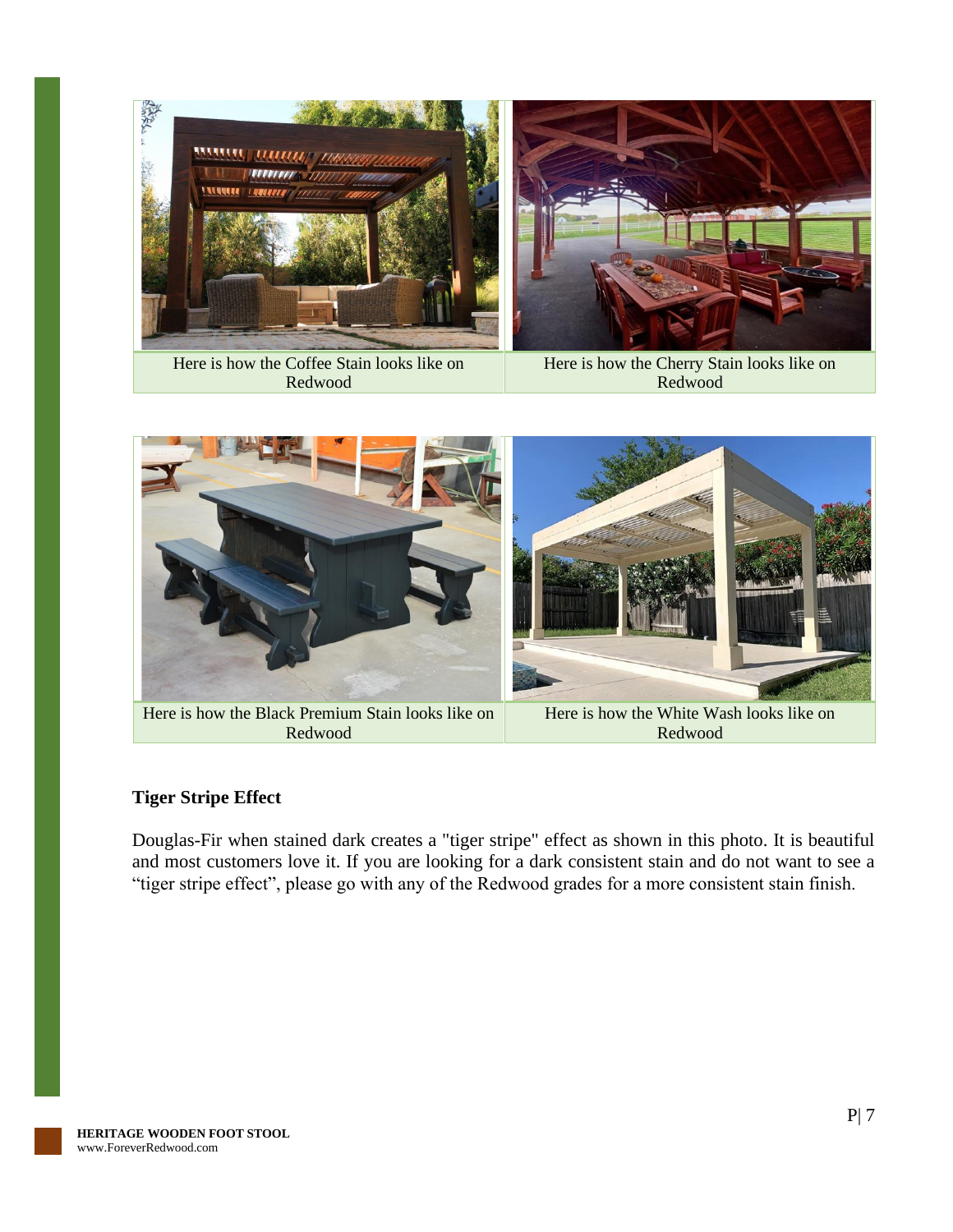Here is how the Coffee Stain looks like on Redwood

Here is how the Cherry Stain looks like on Redwood

Here is how the Black Premium Stain looks like on Redwood

Here is how the White Wash looks like on Redwood

**Tiger Stripe Effect**

Douglas-Fir when stained dark creates a "tiger stripe" effect as shown in this photo. It is beautiful and most customers love it. If you are looking for a dark consistent stain and do not want to see a “tiger stripe effect”, please go with any of the Redwood grades for a more consistent stain finish.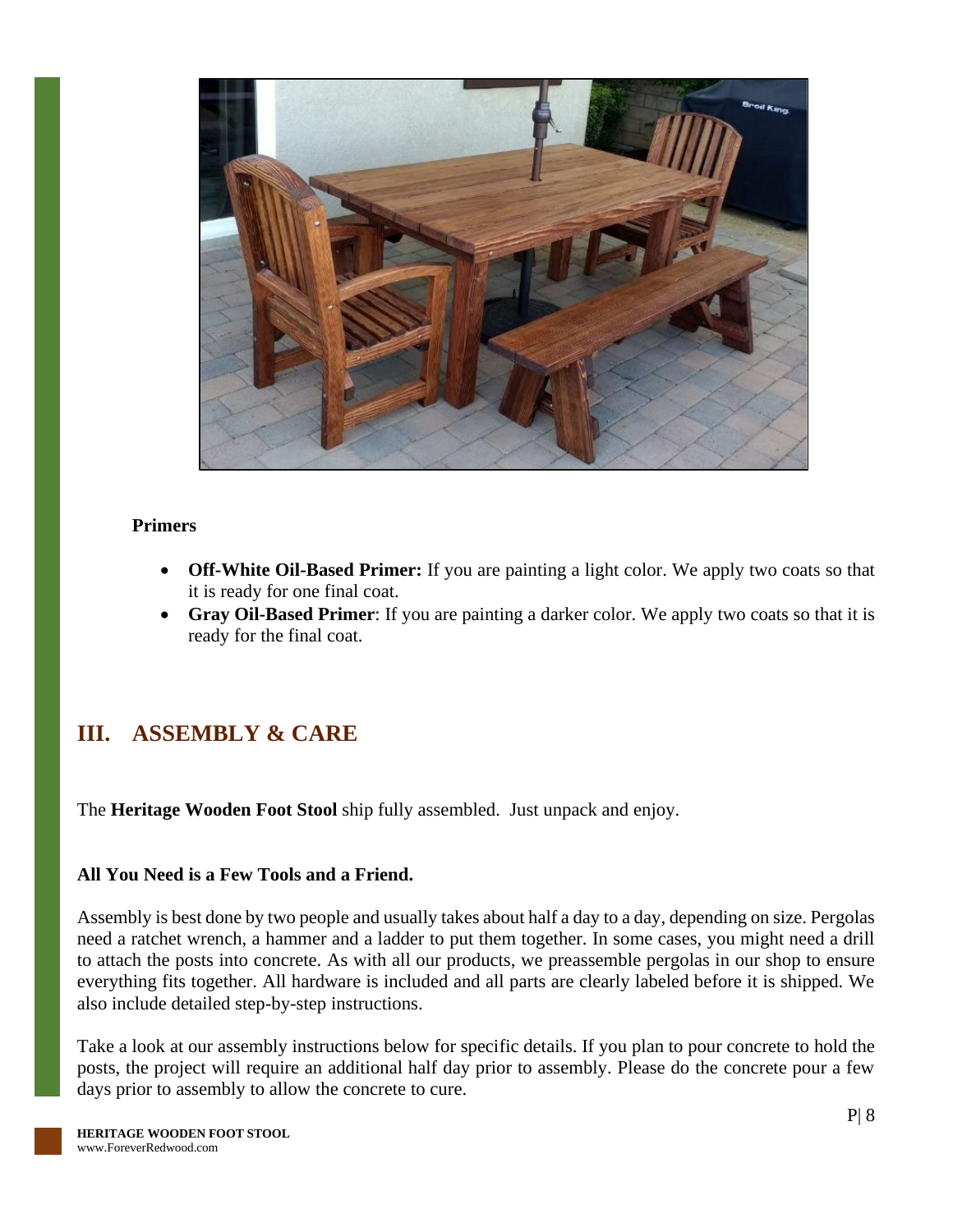**Primers**

- **Off-White Oil-Based Primer:** If you are painting a light color. We apply two coats so that it is ready for one final coat.
- **Gray Oil-Based Primer**: If you are painting a darker color. We apply two coats so that it is ready for the final coat.

## III. ASSEMBLY & CARE

The **Heritage Wooden Foot Stool** ship fully assembled. Just unpack and enjoy.

**All You Need is a Few Tools and a Friend.**

Assembly is best done by two people and usually takes about half a day to a day, depending on size. Pergolas need a ratchet wrench, a hammer and a ladder to put them together. In some cases, you might need a drill to attach the posts into concrete. As with all our products, we preassemble pergolas in our shop to ensure everything fits together. All hardware is included and all parts are clearly labeled before it is shipped. We also include detailed step-by-step instructions.

Take a look at our assembly instructions below for specific details. If you plan to pour concrete to hold the posts, the project will require an additional half day prior to assembly. Please do the concrete pour a few days prior to assembly to allow the concrete to cure.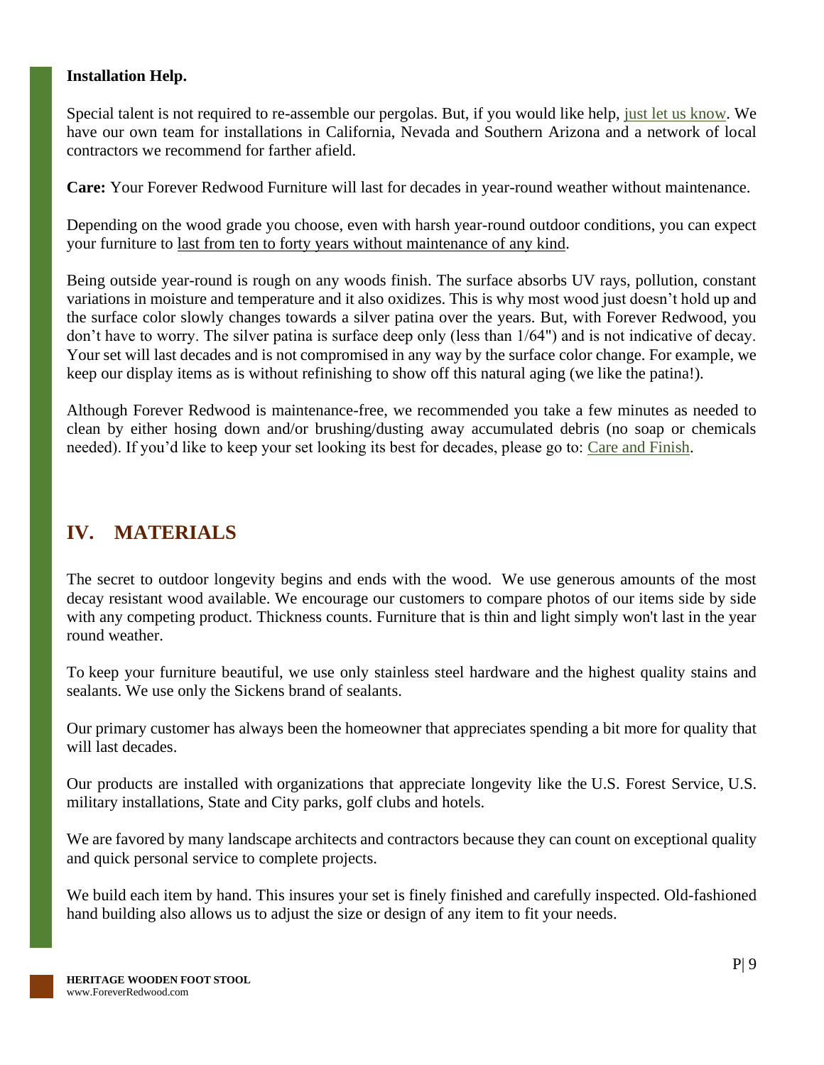**Installation Help.**

Special talent is not required to re-assemble our pergolas. But, if you would like help, just let us know. We have our own team for installations in California, Nevada and Southern Arizona and a network of local contractors we recommend for farther afield.

**Care:** Your Forever Redwood Furniture will last for decades in year-round weather without maintenance.

Depending on the wood grade you choose, even with harsh year-round outdoor conditions, you can expect your furniture to last from ten to forty years without maintenance of any kind.

Being outside year-round is rough on any woods finish. The surface absorbs UV rays, pollution, constant variations in moisture and temperature and it also oxidizes. This is why most wood just doesn't hold up and the surface color slowly changes towards a silver patina over the years. But, with Forever Redwood, you don't have to worry. The silver patina is surface deep only (less than 1/64") and is not indicative of decay. Your set will last decades and is not compromised in any way by the surface color change. For example, we keep our display items as is without refinishing to show off this natural aging (we like the patina!).

Although Forever Redwood is maintenance-free, we recommended you take a few minutes as needed to clean by either hosing down and/or brushing/dusting away accumulated debris (no soap or chemicals needed). If you'd like to keep your set looking its best for decades, please go to: Care and Finish.

## IV. MATERIALS

The secret to outdoor longevity begins and ends with the wood. We use generous amounts of the most decay resistant wood available. We encourage our customers to compare photos of our items side by side with any competing product. Thickness counts. Furniture that is thin and light simply won't last in the year round weather.

To keep your furniture beautiful, we use only stainless steel hardware and the highest quality stains and sealants. We use only the Sickens brand of sealants.

Our primary customer has always been the homeowner that appreciates spending a bit more for quality that will last decades.

Our products are installed with organizations that appreciate longevity like the U.S. Forest Service, U.S. military installations, State and City parks, golf clubs and hotels.

We are favored by many landscape architects and contractors because they can count on exceptional quality and quick personal service to complete projects.

We build each item by hand. This insures your set is finely finished and carefully inspected. Old-fashioned hand building also allows us to adjust the size or design of any item to fit your needs.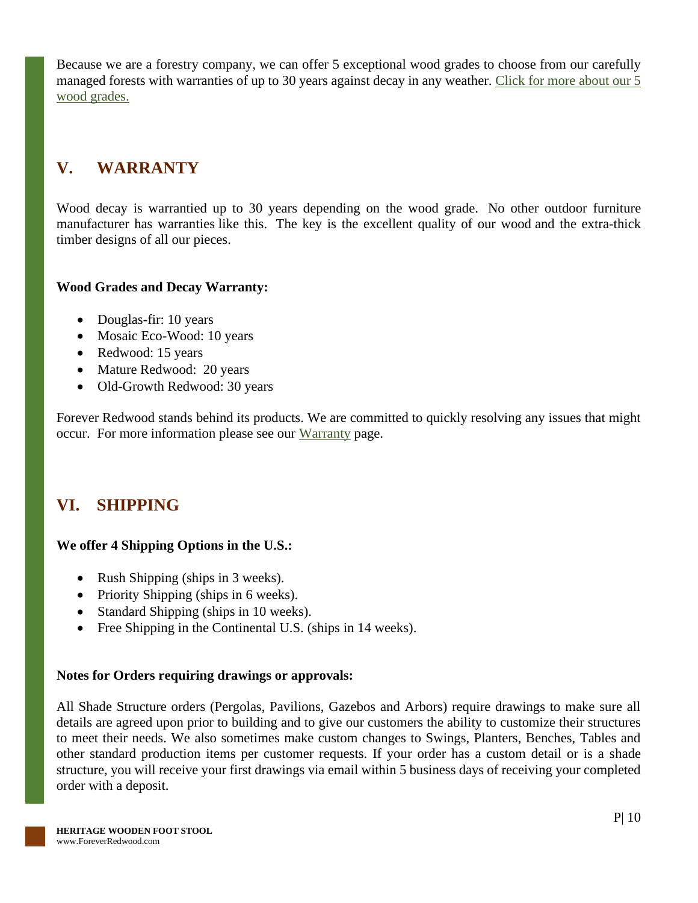Because we are a forestry company, we can offer 5 exceptional wood grades to choose from our carefully managed forests with warranties of up to 30 years against decay in any weather. [Click for more about our 5 wood grades.]()

## V. WARRANTY

Wood decay is warrantied up to 30 years depending on the wood grade. No other outdoor furniture manufacturer has warranties like this. The key is the excellent quality of our wood and the extra-thick timber designs of all our pieces.

**Wood Grades and Decay Warranty:**

- Douglas-fir: 10 years
- Mosaic Eco-Wood: 10 years
- Redwood: 15 years
- Mature Redwood: 20 years
- Old-Growth Redwood: 30 years

Forever Redwood stands behind its products. We are committed to quickly resolving any issues that might occur. For more information please see our [Warranty]() page.

## VI. SHIPPING

**We offer 4 Shipping Options in the U.S.:**

- Rush Shipping (ships in 3 weeks).
- Priority Shipping (ships in 6 weeks).
- Standard Shipping (ships in 10 weeks).
- Free Shipping in the Continental U.S. (ships in 14 weeks).

**Notes for Orders requiring drawings or approvals:**

All Shade Structure orders (Pergolas, Pavilions, Gazebos and Arbors) require drawings to make sure all details are agreed upon prior to building and to give our customers the ability to customize their structures to meet their needs. We also sometimes make custom changes to Swings, Planters, Benches, Tables and other standard production items per customer requests. If your order has a custom detail or is a shade structure, you will receive your first drawings via email within 5 business days of receiving your completed order with a deposit.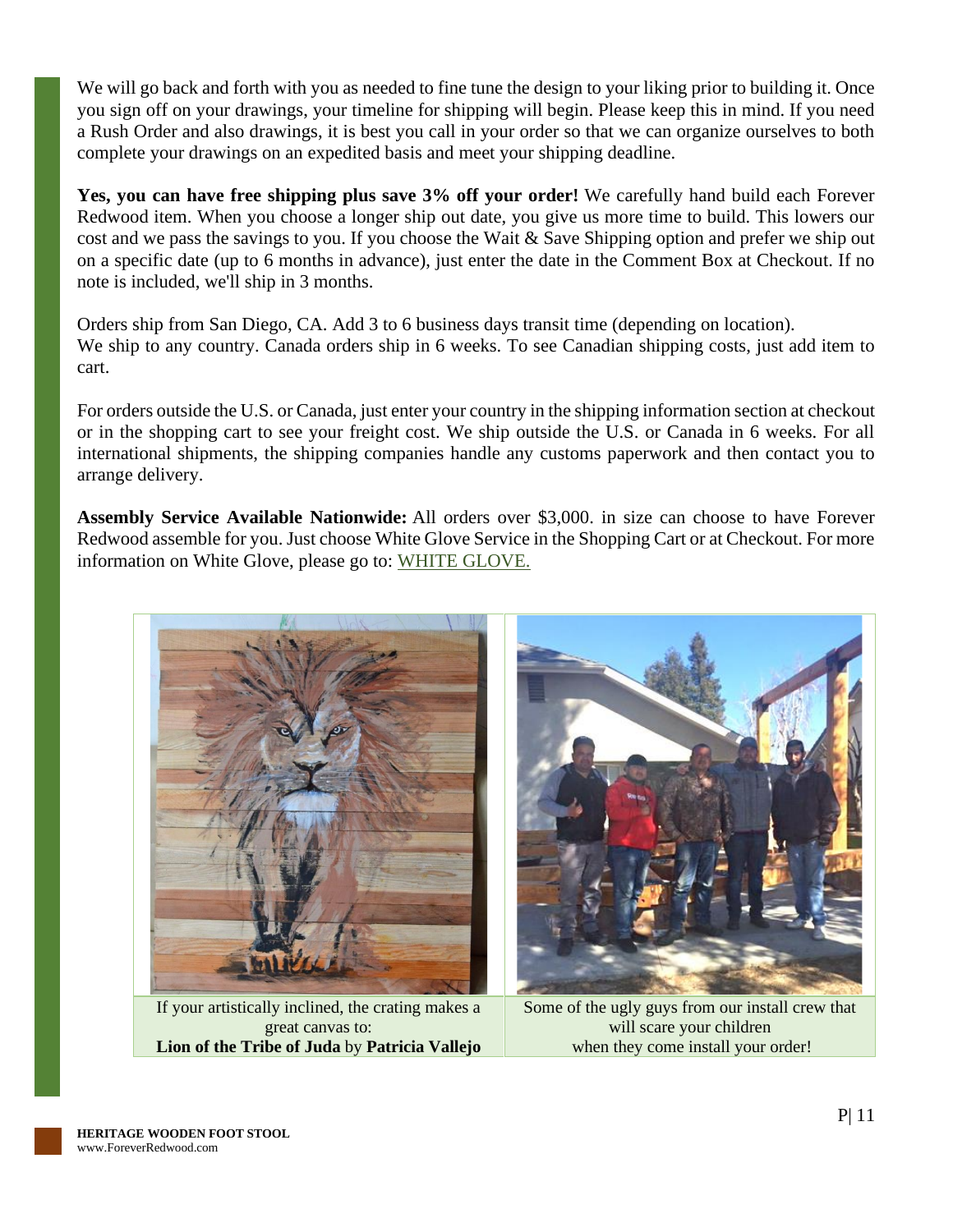We will go back and forth with you as needed to fine tune the design to your liking prior to building it. Once you sign off on your drawings, your timeline for shipping will begin. Please keep this in mind. If you need a Rush Order and also drawings, it is best you call in your order so that we can organize ourselves to both complete your drawings on an expedited basis and meet your shipping deadline.

**Yes, you can have free shipping plus save 3% off your order!** We carefully hand build each Forever Redwood item. When you choose a longer ship out date, you give us more time to build. This lowers our cost and we pass the savings to you. If you choose the Wait & Save Shipping option and prefer we ship out on a specific date (up to 6 months in advance), just enter the date in the Comment Box at Checkout. If no note is included, we'll ship in 3 months.

Orders ship from San Diego, CA. Add 3 to 6 business days transit time (depending on location).
We ship to any country. Canada orders ship in 6 weeks. To see Canadian shipping costs, just add item to cart.

For orders outside the U.S. or Canada, just enter your country in the shipping information section at checkout or in the shopping cart to see your freight cost. We ship outside the U.S. or Canada in 6 weeks. For all international shipments, the shipping companies handle any customs paperwork and then contact you to arrange delivery.

**Assembly Service Available Nationwide:** All orders over $3,000. in size can choose to have Forever Redwood assemble for you. Just choose White Glove Service in the Shopping Cart or at Checkout. For more information on White Glove, please go to: WHITE GLOVE.

If your artistically inclined, the crating makes a great canvas to:
**Lion of the Tribe of Juda** by **Patricia Vallejo**

Some of the ugly guys from our install crew that will scare your children when they come install your order!